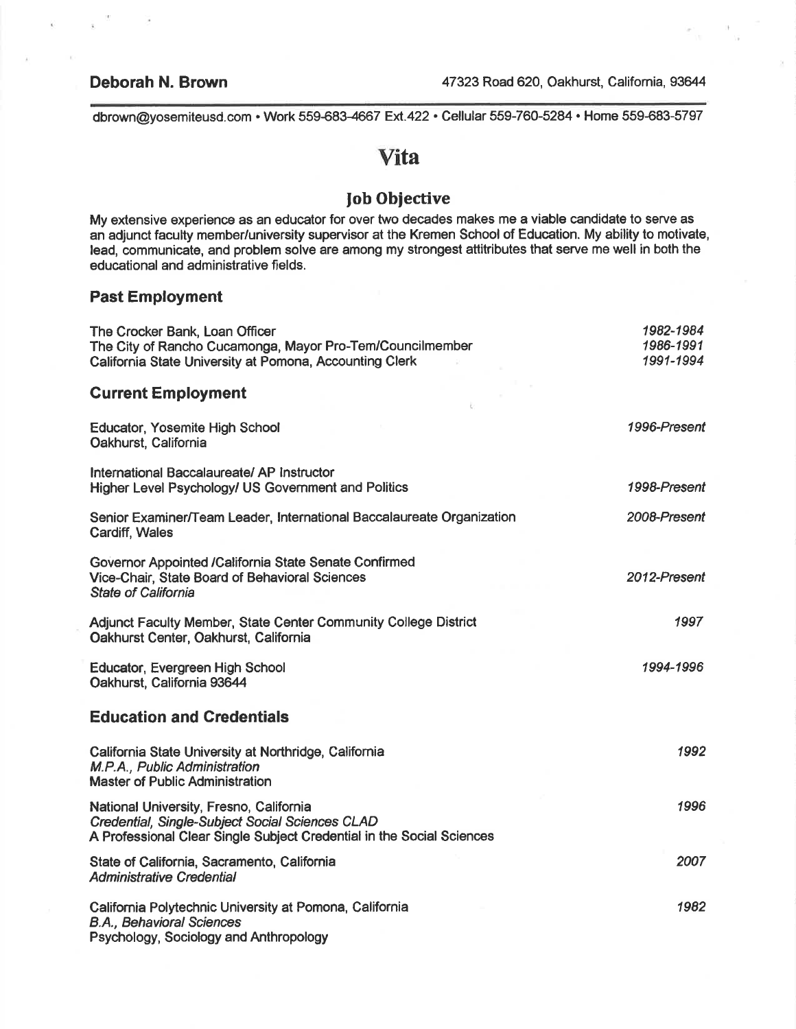**Deborah N. Brown** 47323 Road 620, Oakhurst, California, 93644

dbrown@yosemiteusd.com • Work 559-683-4667 Ext.422 • Cellular 559-760-5284 • Home 559-683-5797

# Vita

## Job Objective

My extensive experience as an educator for over two decades makes me a viable candidate to serve as an adjunct faculty member/university supervisor at the Kremen School of Education. My ability to motivate, lead, communicate, and problem solve are among my strongest attitributes that serve me well in both the educational and administrative fields.

### Past Employment

The Crocker Bank, Loan Officer — *1982-1984*
The City of Rancho Cucamonga, Mayor Pro-Tem/Councilmember — *1986-1991*
California State University at Pomona, Accounting Clerk — *1991-1994*

### Current Employment

Educator, Yosemite High School — *1996-Present*
Oakhurst, California

International Baccalaureate/ AP Instructor
Higher Level Psychology/ US Government and Politics — *1998-Present*

Senior Examiner/Team Leader, International Baccalaureate Organization — *2008-Present*
Cardiff, Wales

Governor Appointed /California State Senate Confirmed
Vice-Chair, State Board of Behavioral Sciences — *2012-Present*
*State of California*

Adjunct Faculty Member, State Center Community College District — *1997*
Oakhurst Center, Oakhurst, California

Educator, Evergreen High School — *1994-1996*
Oakhurst, California 93644

### Education and Credentials

California State University at Northridge, California — *1992*
*M.P.A., Public Administration*
Master of Public Administration

National University, Fresno, California — *1996*
*Credential, Single-Subject Social Sciences CLAD*
A Professional Clear Single Subject Credential in the Social Sciences

State of California, Sacramento, California — *2007*
*Administrative Credential*

California Polytechnic University at Pomona, California — *1982*
*B.A., Behavioral Sciences*
Psychology, Sociology and Anthropology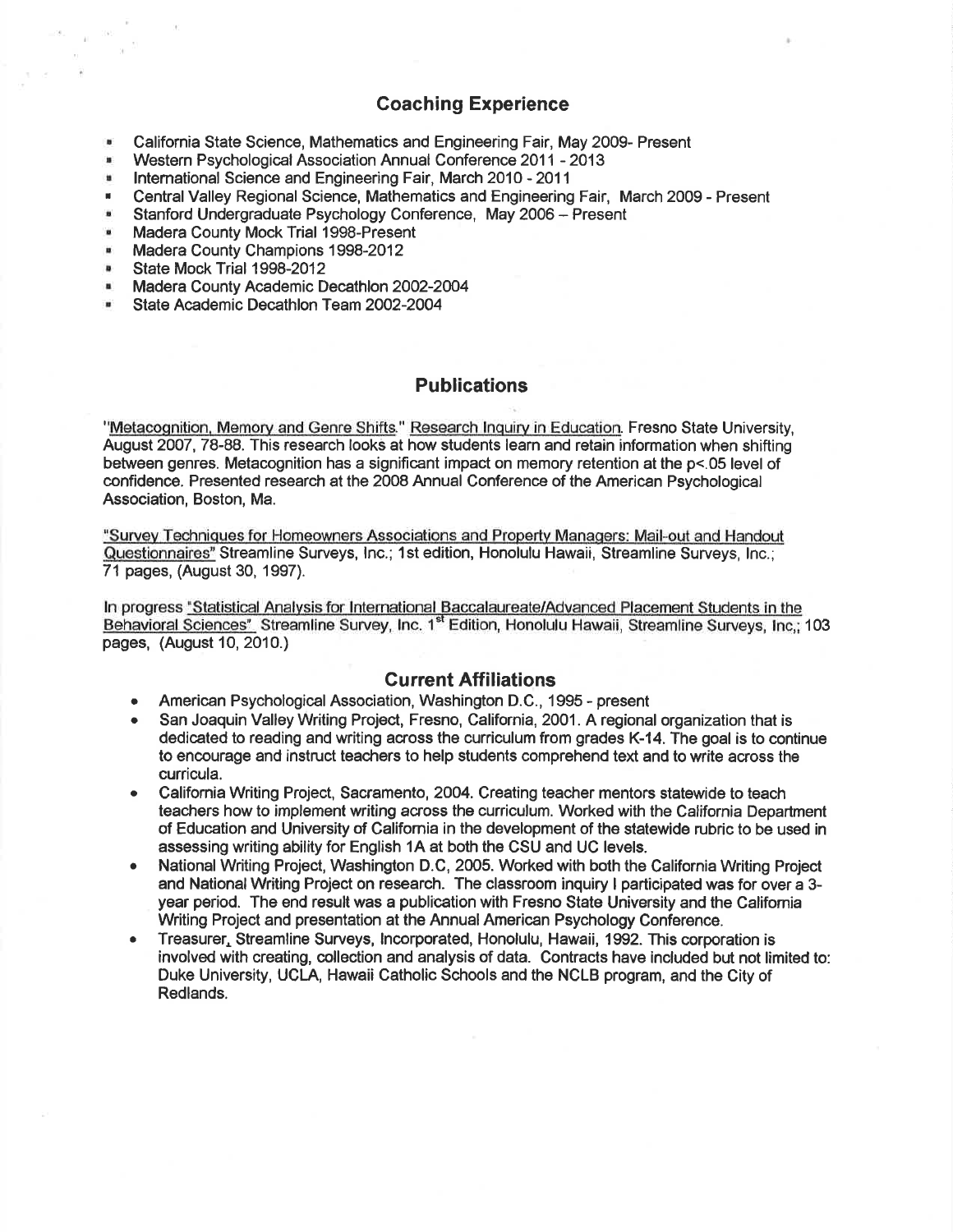## Coaching Experience

- California State Science, Mathematics and Engineering Fair, May 2009- Present
- Western Psychological Association Annual Conference 2011 - 2013
- International Science and Engineering Fair, March 2010 - 2011
- Central Valley Regional Science, Mathematics and Engineering Fair, March 2009 - Present
- Stanford Undergraduate Psychology Conference, May 2006 – Present
- Madera County Mock Trial 1998-Present
- Madera County Champions 1998-2012
- State Mock Trial 1998-2012
- Madera County Academic Decathlon 2002-2004
- State Academic Decathlon Team 2002-2004

## Publications

"Metacognition, Memory and Genre Shifts." Research Inquiry in Education. Fresno State University, August 2007, 78-88. This research looks at how students learn and retain information when shifting between genres. Metacognition has a significant impact on memory retention at the $p<.05$ level of confidence. Presented research at the 2008 Annual Conference of the American Psychological Association, Boston, Ma.

"Survey Techniques for Homeowners Associations and Property Managers: Mail-out and Handout Questionnaires" Streamline Surveys, Inc.; 1st edition, Honolulu Hawaii, Streamline Surveys, Inc.; 71 pages, (August 30, 1997).

In progress "Statistical Analysis for International Baccalaureate/Advanced Placement Students in the Behavioral Sciences" Streamline Survey, Inc. 1st Edition, Honolulu Hawaii, Streamline Surveys, Inc,; 103 pages, (August 10, 2010.)

## Current Affiliations

- American Psychological Association, Washington D.C., 1995 - present
- San Joaquin Valley Writing Project, Fresno, California, 2001. A regional organization that is dedicated to reading and writing across the curriculum from grades K-14. The goal is to continue to encourage and instruct teachers to help students comprehend text and to write across the curricula.
- California Writing Project, Sacramento, 2004. Creating teacher mentors statewide to teach teachers how to implement writing across the curriculum. Worked with the California Department of Education and University of California in the development of the statewide rubric to be used in assessing writing ability for English 1A at both the CSU and UC levels.
- National Writing Project, Washington D.C, 2005. Worked with both the California Writing Project and National Writing Project on research. The classroom inquiry I participated was for over a 3-year period. The end result was a publication with Fresno State University and the California Writing Project and presentation at the Annual American Psychology Conference.
- Treasurer, Streamline Surveys, Incorporated, Honolulu, Hawaii, 1992. This corporation is involved with creating, collection and analysis of data. Contracts have included but not limited to: Duke University, UCLA, Hawaii Catholic Schools and the NCLB program, and the City of Redlands.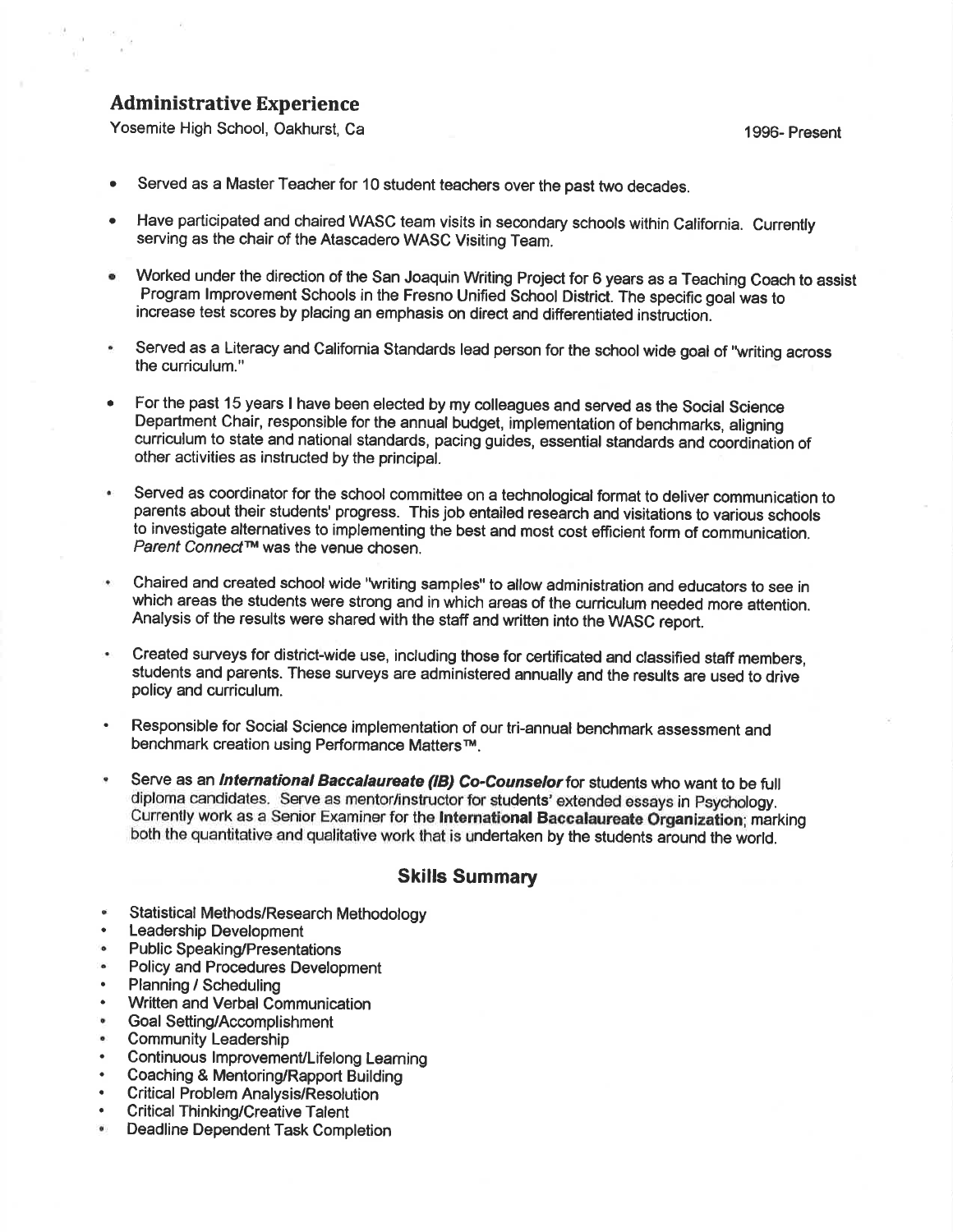## Administrative Experience

Yosemite High School, Oakhurst, Ca 1996- Present

- Served as a Master Teacher for 10 student teachers over the past two decades.
- Have participated and chaired WASC team visits in secondary schools within California. Currently serving as the chair of the Atascadero WASC Visiting Team.
- Worked under the direction of the San Joaquin Writing Project for 6 years as a Teaching Coach to assist Program Improvement Schools in the Fresno Unified School District. The specific goal was to increase test scores by placing an emphasis on direct and differentiated instruction.
- Served as a Literacy and California Standards lead person for the school wide goal of "writing across the curriculum."
- For the past 15 years I have been elected by my colleagues and served as the Social Science Department Chair, responsible for the annual budget, implementation of benchmarks, aligning curriculum to state and national standards, pacing guides, essential standards and coordination of other activities as instructed by the principal.
- Served as coordinator for the school committee on a technological format to deliver communication to parents about their students' progress. This job entailed research and visitations to various schools to investigate alternatives to implementing the best and most cost efficient form of communication. *Parent Connect™* was the venue chosen.
- Chaired and created school wide "writing samples" to allow administration and educators to see in which areas the students were strong and in which areas of the curriculum needed more attention. Analysis of the results were shared with the staff and written into the WASC report.
- Created surveys for district-wide use, including those for certificated and classified staff members, students and parents. These surveys are administered annually and the results are used to drive policy and curriculum.
- Responsible for Social Science implementation of our tri-annual benchmark assessment and benchmark creation using Performance Matters™.
- Serve as an ***International Baccalaureate (IB) Co-Counselor*** for students who want to be full diploma candidates. Serve as mentor/instructor for students' extended essays in Psychology. Currently work as a Senior Examiner for the **International Baccalaureate Organization**; marking both the quantitative and qualitative work that is undertaken by the students around the world.

## Skills Summary

- Statistical Methods/Research Methodology
- Leadership Development
- Public Speaking/Presentations
- Policy and Procedures Development
- Planning / Scheduling
- Written and Verbal Communication
- Goal Setting/Accomplishment
- Community Leadership
- Continuous Improvement/Lifelong Learning
- Coaching & Mentoring/Rapport Building
- Critical Problem Analysis/Resolution
- Critical Thinking/Creative Talent
- Deadline Dependent Task Completion